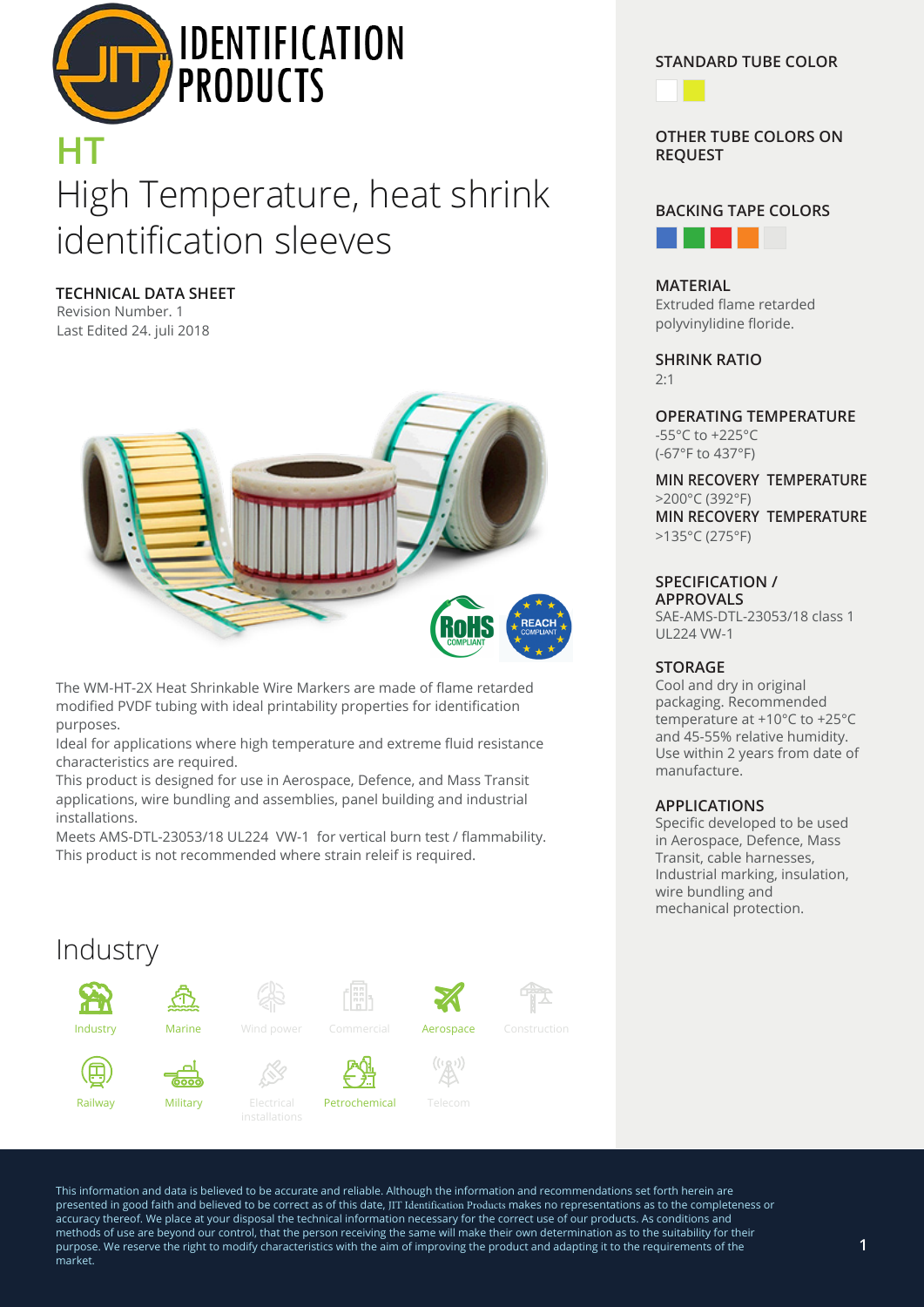# HT

## High Temperature, heat shrink identification sleeves

**TECHNICAL DATA SHEET**
Revision Number. 1
Last Edited 24. juli 2018

The WM-HT-2X Heat Shrinkable Wire Markers are made of flame retarded modified PVDF tubing with ideal printability properties for identification purposes.
Ideal for applications where high temperature and extreme fluid resistance characteristics are required.
This product is designed for use in Aerospace, Defence, and Mass Transit applications, wire bundling and assemblies, panel building and industrial installations.
Meets AMS-DTL-23053/18 UL224 VW-1 for vertical burn test / flammability.
This product is not recommended where strain releif is required.

## Industry

Industry, Marine, Wind power, Commercial, Aerospace, Construction, Railway, Military, Electrical installations, Petrochemical, Telecom

### STANDARD TUBE COLOR

### OTHER TUBE COLORS ON REQUEST

### BACKING TAPE COLORS

### MATERIAL
Extruded flame retarded polyvinylidine floride.

### SHRINK RATIO
2:1

### OPERATING TEMPERATURE
-55°C to +225°C
(-67°F to 437°F)

### MIN RECOVERY TEMPERATURE
>200°C (392°F)

### MIN RECOVERY TEMPERATURE
>135°C (275°F)

### SPECIFICATION / APPROVALS
SAE-AMS-DTL-23053/18 class 1
UL224 VW-1

### STORAGE
Cool and dry in original packaging. Recommended temperature at +10°C to +25°C and 45-55% relative humidity. Use within 2 years from date of manufacture.

### APPLICATIONS
Specific developed to be used in Aerospace, Defence, Mass Transit, cable harnesses, Industrial marking, insulation, wire bundling and mechanical protection.

This information and data is believed to be accurate and reliable. Although the information and recommendations set forth herein are presented in good faith and believed to be correct as of this date, JIT Identification Products makes no representations as to the completeness or accuracy thereof. We place at your disposal the technical information necessary for the correct use of our products. As conditions and methods of use are beyond our control, that the person receiving the same will make their own determination as to the suitability for their purpose. We reserve the right to modify characteristics with the aim of improving the product and adapting it to the requirements of the market.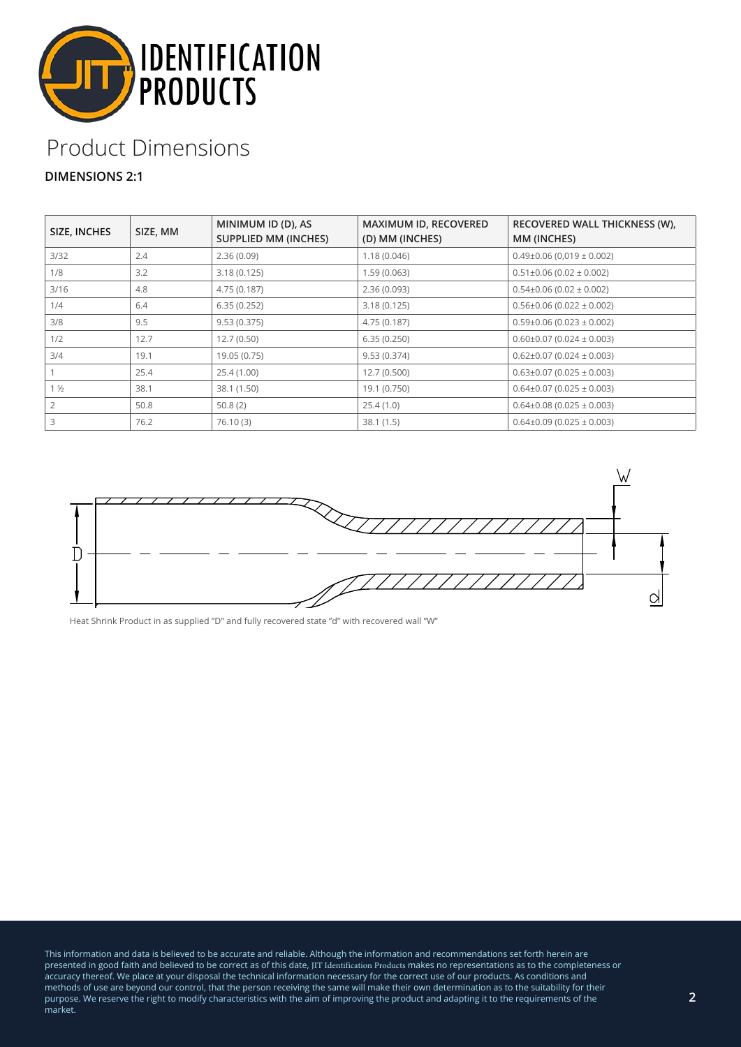# Product Dimensions

**DIMENSIONS 2:1**

| SIZE, INCHES | SIZE, MM | MINIMUM ID (D), AS SUPPLIED MM (INCHES) | MAXIMUM ID, RECOVERED (D) MM (INCHES) | RECOVERED WALL THICKNESS (W), MM (INCHES) |
|---|---|---|---|---|
| 3/32 | 2.4 | 2.36 (0.09) | 1.18 (0.046) | 0.49±0.06 (0,019 ± 0.002) |
| 1/8 | 3.2 | 3.18 (0.125) | 1.59 (0.063) | 0.51±0.06 (0.02 ± 0.002) |
| 3/16 | 4.8 | 4.75 (0.187) | 2.36 (0.093) | 0.54±0.06 (0.02 ± 0.002) |
| 1/4 | 6.4 | 6.35 (0.252) | 3.18 (0.125) | 0.56±0.06 (0.022 ± 0.002) |
| 3/8 | 9.5 | 9.53 (0.375) | 4.75 (0.187) | 0.59±0.06 (0.023 ± 0.002) |
| 1/2 | 12.7 | 12.7 (0.50) | 6.35 (0.250) | 0.60±0.07 (0.024 ± 0.003) |
| 3/4 | 19.1 | 19.05 (0.75) | 9.53 (0.374) | 0.62±0.07 (0.024 ± 0.003) |
| 1 | 25.4 | 25.4 (1.00) | 12.7 (0.500) | 0.63±0.07 (0.025 ± 0.003) |
| 1 ½ | 38.1 | 38.1 (1.50) | 19.1 (0.750) | 0.64±0.07 (0.025 ± 0.003) |
| 2 | 50.8 | 50.8 (2) | 25.4 (1.0) | 0.64±0.08 (0.025 ± 0.003) |
| 3 | 76.2 | 76.10 (3) | 38.1 (1.5) | 0.64±0.09 (0.025 ± 0.003) |

W

D

d

Heat Shrink Product in as supplied "D" and fully recovered state "d" with recovered wall "W"

This information and data is believed to be accurate and reliable. Although the information and recommendations set forth herein are presented in good faith and believed to be correct as of this date, JIT Identification Products makes no representations as to the completeness or accuracy thereof. We place at your disposal the technical information necessary for the correct use of our products. As conditions and methods of use are beyond our control, that the person receiving the same will make their own determination as to the suitability for their purpose. We reserve the right to modify characteristics with the aim of improving the product and adapting it to the requirements of the market.